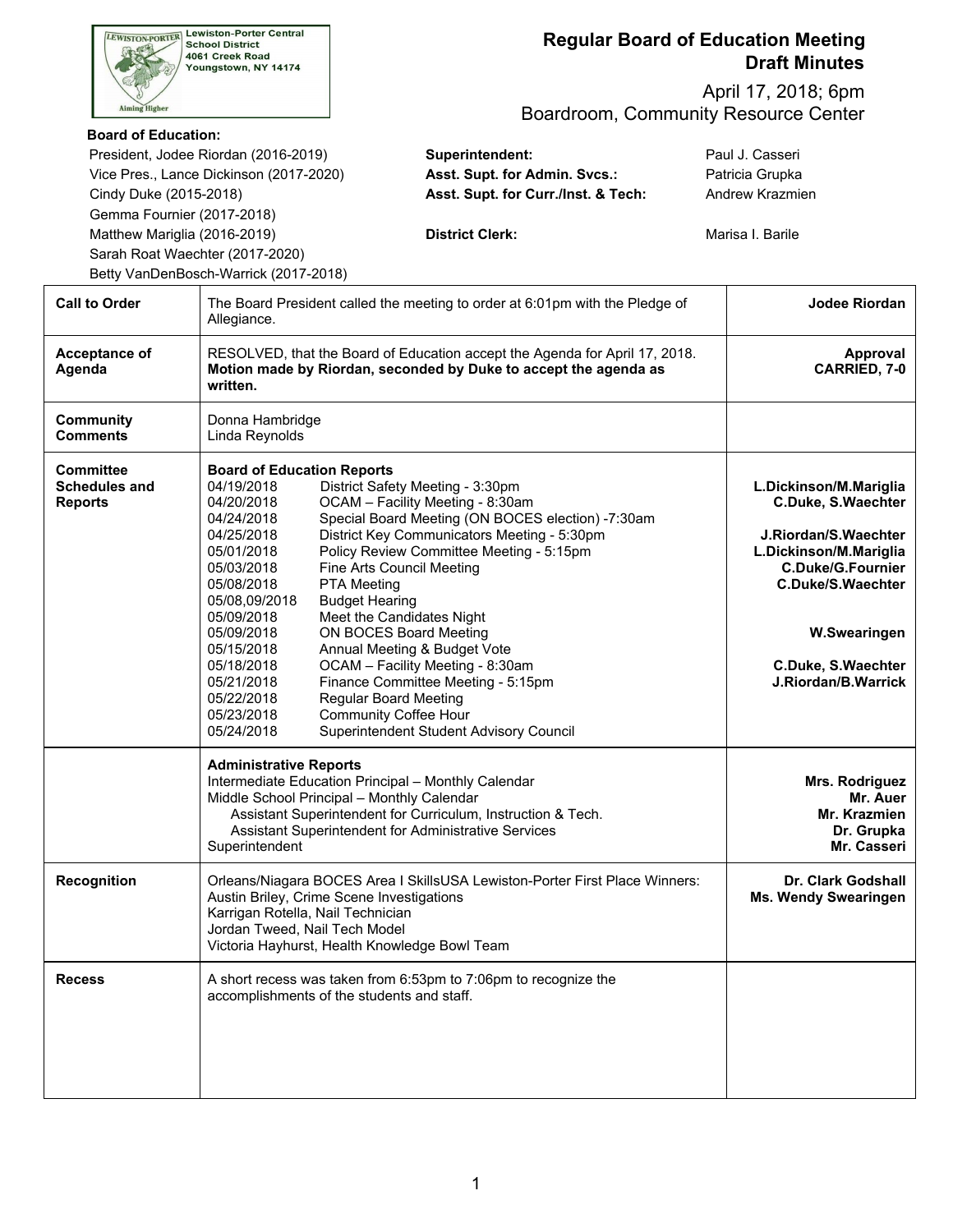**Lewiston-Porter Central School District**
**4061 Creek Road**
**Youngstown, NY 14174**

Aiming Higher

# Regular Board of Education Meeting
# Draft Minutes

April 17, 2018; 6pm
Boardroom, Community Resource Center

**Board of Education:**

| | | |
|---|---|---|
| President, Jodee Riordan (2016-2019) | **Superintendent:** | Paul J. Casseri |
| Vice Pres., Lance Dickinson (2017-2020) | **Asst. Supt. for Admin. Svcs.:** | Patricia Grupka |
| Cindy Duke (2015-2018) | **Asst. Supt. for Curr./Inst. & Tech:** | Andrew Krazmien |
| Gemma Fournier (2017-2018) | | |
| Matthew Mariglia (2016-2019) | **District Clerk:** | Marisa I. Barile |
| Sarah Roat Waechter (2017-2020) | | |
| Betty VanDenBosch-Warrick (2017-2018) | | |

| | | |
|---|---|---|
| **Call to Order** | The Board President called the meeting to order at 6:01pm with the Pledge of Allegiance. | **Jodee Riordan** |
| **Acceptance of Agenda** | RESOLVED, that the Board of Education accept the Agenda for April 17, 2018. **Motion made by Riordan, seconded by Duke to accept the agenda as written.** | **Approval CARRIED, 7-0** |
| **Community Comments** | Donna Hambridge<br>Linda Reynolds | |
| **Committee Schedules and Reports** | **Board of Education Reports**<br>04/19/2018 District Safety Meeting - 3:30pm<br>04/20/2018 OCAM – Facility Meeting - 8:30am<br>04/24/2018 Special Board Meeting (ON BOCES election) -7:30am<br>04/25/2018 District Key Communicators Meeting - 5:30pm<br>05/01/2018 Policy Review Committee Meeting - 5:15pm<br>05/03/2018 Fine Arts Council Meeting<br>05/08/2018 PTA Meeting<br>05/08,09/2018 Budget Hearing<br>05/09/2018 Meet the Candidates Night<br>05/09/2018 ON BOCES Board Meeting<br>05/15/2018 Annual Meeting & Budget Vote<br>05/18/2018 OCAM – Facility Meeting - 8:30am<br>05/21/2018 Finance Committee Meeting - 5:15pm<br>05/22/2018 Regular Board Meeting<br>05/23/2018 Community Coffee Hour<br>05/24/2018 Superintendent Student Advisory Council | **L.Dickinson/M.Mariglia**<br>**C.Duke, S.Waechter**<br><br>**J.Riordan/S.Waechter**<br>**L.Dickinson/M.Mariglia**<br>**C.Duke/G.Fournier**<br>**C.Duke/S.Waechter**<br><br><br>**W.Swearingen**<br><br>**C.Duke, S.Waechter**<br>**J.Riordan/B.Warrick** |
| | **Administrative Reports**<br>Intermediate Education Principal – Monthly Calendar<br>Middle School Principal – Monthly Calendar<br>Assistant Superintendent for Curriculum, Instruction & Tech.<br>Assistant Superintendent for Administrative Services<br>Superintendent | <br>**Mrs. Rodriguez**<br>**Mr. Auer**<br>**Mr. Krazmien**<br>**Dr. Grupka**<br>**Mr. Casseri** |
| **Recognition** | Orleans/Niagara BOCES Area I SkillsUSA Lewiston-Porter First Place Winners:<br>Austin Briley, Crime Scene Investigations<br>Karrigan Rotella, Nail Technician<br>Jordan Tweed, Nail Tech Model<br>Victoria Hayhurst, Health Knowledge Bowl Team | **Dr. Clark Godshall**<br>**Ms. Wendy Swearingen** |
| **Recess** | A short recess was taken from 6:53pm to 7:06pm to recognize the accomplishments of the students and staff. | |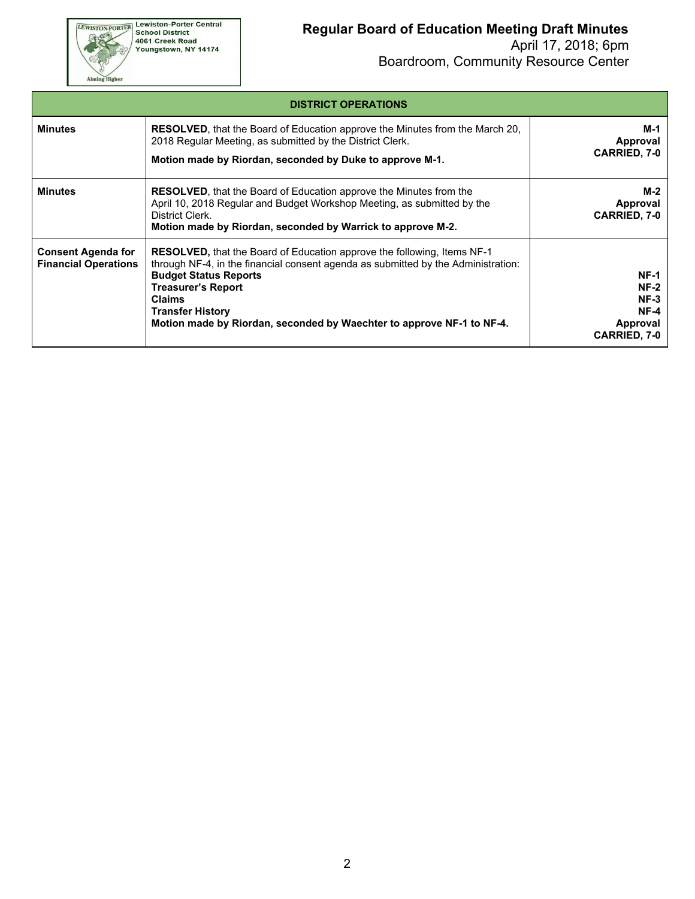| DISTRICT OPERATIONS | | |
|---|---|---|
| **Minutes** | **RESOLVED**, that the Board of Education approve the Minutes from the March 20, 2018 Regular Meeting, as submitted by the District Clerk.<br>**Motion made by Riordan, seconded by Duke to approve M-1.** | **M-1**<br>**Approval**<br>**CARRIED, 7-0** |
| **Minutes** | **RESOLVED**, that the Board of Education approve the Minutes from the April 10, 2018 Regular and Budget Workshop Meeting, as submitted by the District Clerk.<br>**Motion made by Riordan, seconded by Warrick to approve M-2.** | **M-2**<br>**Approval**<br>**CARRIED, 7-0** |
| **Consent Agenda for Financial Operations** | **RESOLVED,** that the Board of Education approve the following, Items NF-1 through NF-4, in the financial consent agenda as submitted by the Administration:<br>**Budget Status Reports**<br>**Treasurer's Report**<br>**Claims**<br>**Transfer History**<br>**Motion made by Riordan, seconded by Waechter to approve NF-1 to NF-4.** | **NF-1**<br>**NF-2**<br>**NF-3**<br>**NF-4**<br>**Approval**<br>**CARRIED, 7-0** |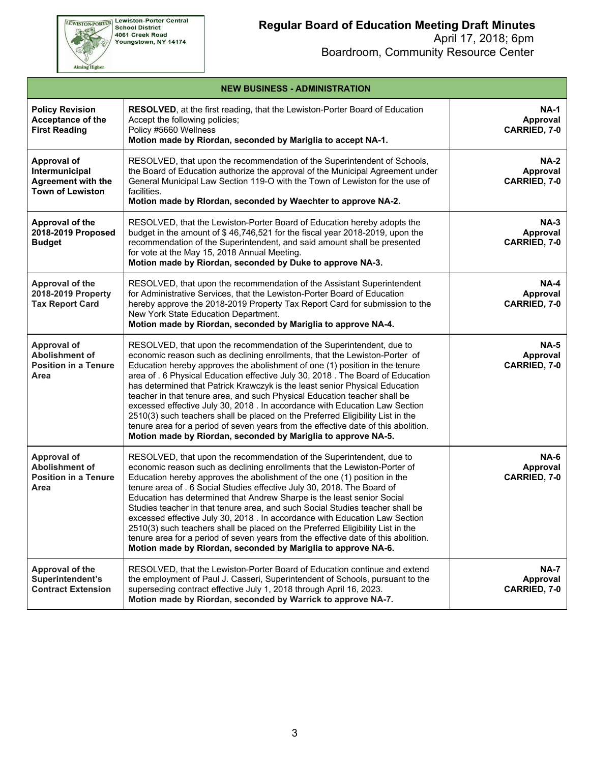Lewiston-Porter Central School District
4061 Creek Road
Youngstown, NY 14174

# Regular Board of Education Meeting Draft Minutes

April 17, 2018; 6pm
Boardroom, Community Resource Center

| NEW BUSINESS - ADMINISTRATION | | |
|---|---|---|
| **Policy Revision Acceptance of the First Reading** | **RESOLVED**, at the first reading, that the Lewiston-Porter Board of Education Accept the following policies;<br>Policy #5660 Wellness<br>**Motion made by Riordan, seconded by Mariglia to accept NA-1.** | **NA-1 Approval CARRIED, 7-0** |
| **Approval of Intermunicipal Agreement with the Town of Lewiston** | RESOLVED, that upon the recommendation of the Superintendent of Schools, the Board of Education authorize the approval of the Municipal Agreement under General Municipal Law Section 119-O with the Town of Lewiston for the use of facilities.<br>**Motion made by RIordan, seconded by Waechter to approve NA-2.** | **NA-2 Approval CARRIED, 7-0** |
| **Approval of the 2018-2019 Proposed Budget** | RESOLVED, that the Lewiston-Porter Board of Education hereby adopts the budget in the amount of $ 46,746,521 for the fiscal year 2018-2019, upon the recommendation of the Superintendent, and said amount shall be presented for vote at the May 15, 2018 Annual Meeting.<br>**Motion made by Riordan, seconded by Duke to approve NA-3.** | **NA-3 Approval CARRIED, 7-0** |
| **Approval of the 2018-2019 Property Tax Report Card** | RESOLVED, that upon the recommendation of the Assistant Superintendent for Administrative Services, that the Lewiston-Porter Board of Education hereby approve the 2018-2019 Property Tax Report Card for submission to the New York State Education Department.<br>**Motion made by Riordan, seconded by Mariglia to approve NA-4.** | **NA-4 Approval CARRIED, 7-0** |
| **Approval of Abolishment of Position in a Tenure Area** | RESOLVED, that upon the recommendation of the Superintendent, due to economic reason such as declining enrollments, that the Lewiston-Porter of Education hereby approves the abolishment of one (1) position in the tenure area of . 6 Physical Education effective July 30, 2018 . The Board of Education has determined that Patrick Krawczyk is the least senior Physical Education teacher in that tenure area, and such Physical Education teacher shall be excessed effective July 30, 2018 . In accordance with Education Law Section 2510(3) such teachers shall be placed on the Preferred Eligibility List in the tenure area for a period of seven years from the effective date of this abolition.<br>**Motion made by Riordan, seconded by Mariglia to approve NA-5.** | **NA-5 Approval CARRIED, 7-0** |
| **Approval of Abolishment of Position in a Tenure Area** | RESOLVED, that upon the recommendation of the Superintendent, due to economic reason such as declining enrollments that the Lewiston-Porter of Education hereby approves the abolishment of the one (1) position in the tenure area of . 6 Social Studies effective July 30, 2018. The Board of Education has determined that Andrew Sharpe is the least senior Social Studies teacher in that tenure area, and such Social Studies teacher shall be excessed effective July 30, 2018 . In accordance with Education Law Section 2510(3) such teachers shall be placed on the Preferred Eligibility List in the tenure area for a period of seven years from the effective date of this abolition.<br>**Motion made by Riordan, seconded by Mariglia to approve NA-6.** | **NA-6 Approval CARRIED, 7-0** |
| **Approval of the Superintendent's Contract Extension** | RESOLVED, that the Lewiston-Porter Board of Education continue and extend the employment of Paul J. Casseri, Superintendent of Schools, pursuant to the superseding contract effective July 1, 2018 through April 16, 2023.<br>**Motion made by Riordan, seconded by Warrick to approve NA-7.** | **NA-7 Approval CARRIED, 7-0** |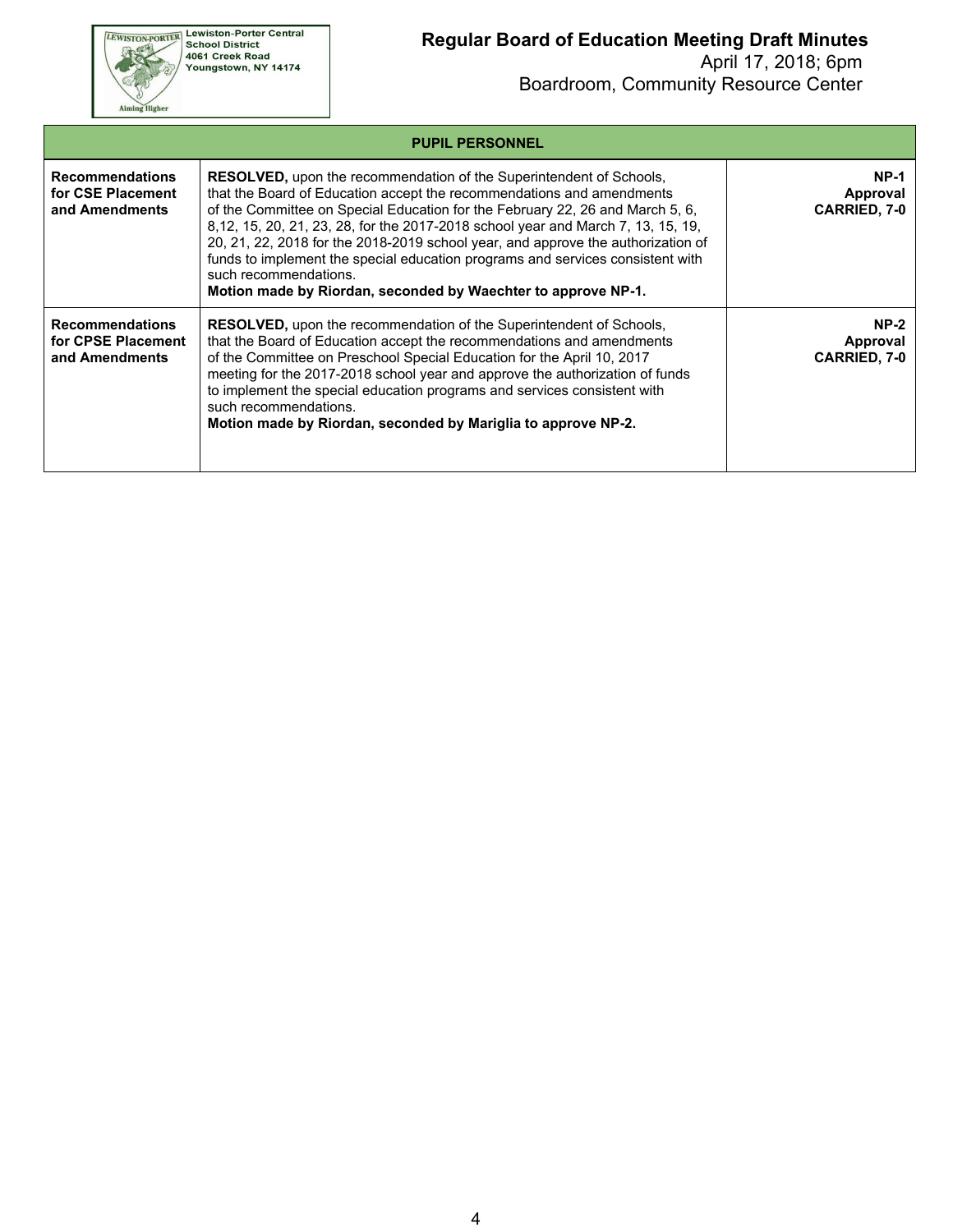| PUPIL PERSONNEL | | |
|---|---|---|
| **Recommendations for CSE Placement and Amendments** | **RESOLVED,** upon the recommendation of the Superintendent of Schools, that the Board of Education accept the recommendations and amendments of the Committee on Special Education for the February 22, 26 and March 5, 6, 8,12, 15, 20, 21, 23, 28, for the 2017-2018 school year and March 7, 13, 15, 19, 20, 21, 22, 2018 for the 2018-2019 school year, and approve the authorization of funds to implement the special education programs and services consistent with such recommendations.<br>**Motion made by Riordan, seconded by Waechter to approve NP-1.** | **NP-1**<br>**Approval**<br>**CARRIED, 7-0** |
| **Recommendations for CPSE Placement and Amendments** | **RESOLVED,** upon the recommendation of the Superintendent of Schools, that the Board of Education accept the recommendations and amendments of the Committee on Preschool Special Education for the April 10, 2017 meeting for the 2017-2018 school year and approve the authorization of funds to implement the special education programs and services consistent with such recommendations.<br>**Motion made by Riordan, seconded by Mariglia to approve NP-2.** | **NP-2**<br>**Approval**<br>**CARRIED, 7-0** |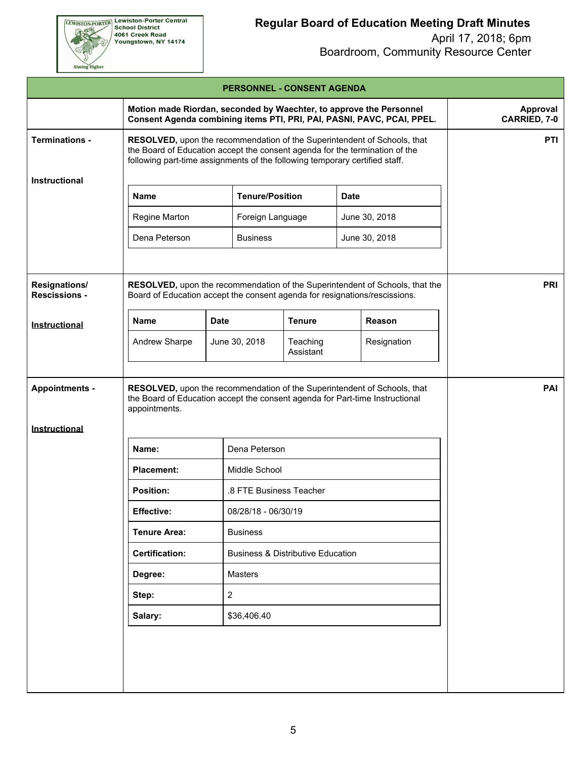Lewiston-Porter Central School District
4061 Creek Road
Youngstown, NY 14174

# Regular Board of Education Meeting Draft Minutes

April 17, 2018; 6pm
Boardroom, Community Resource Center

## PERSONNEL - CONSENT AGENDA

**Motion made Riordan, seconded by Waechter, to approve the Personnel Consent Agenda combining items PTI, PRI, PAI, PASNI, PAVC, PCAI, PPEL.** — **Approval CARRIED, 7-0**

### Terminations - Instructional (PTI)

**RESOLVED,** upon the recommendation of the Superintendent of Schools, that the Board of Education accept the consent agenda for the termination of the following part-time assignments of the following temporary certified staff.

| Name | Tenure/Position | Date |
|---|---|---|
| Regine Marton | Foreign Language | June 30, 2018 |
| Dena Peterson | Business | June 30, 2018 |

### Resignations/ Rescissions - Instructional (PRI)

**RESOLVED,** upon the recommendation of the Superintendent of Schools, that the Board of Education accept the consent agenda for resignations/rescissions.

| Name | Date | Tenure | Reason |
|---|---|---|---|
| Andrew Sharpe | June 30, 2018 | Teaching Assistant | Resignation |

### Appointments - Instructional (PAI)

**RESOLVED,** upon the recommendation of the Superintendent of Schools, that the Board of Education accept the consent agenda for Part-time Instructional appointments.

| | |
|---|---|
| **Name:** | Dena Peterson |
| **Placement:** | Middle School |
| **Position:** | .8 FTE Business Teacher |
| **Effective:** | 08/28/18 - 06/30/19 |
| **Tenure Area:** | Business |
| **Certification:** | Business & Distributive Education |
| **Degree:** | Masters |
| **Step:** | 2 |
| **Salary:** | $36,406.40 |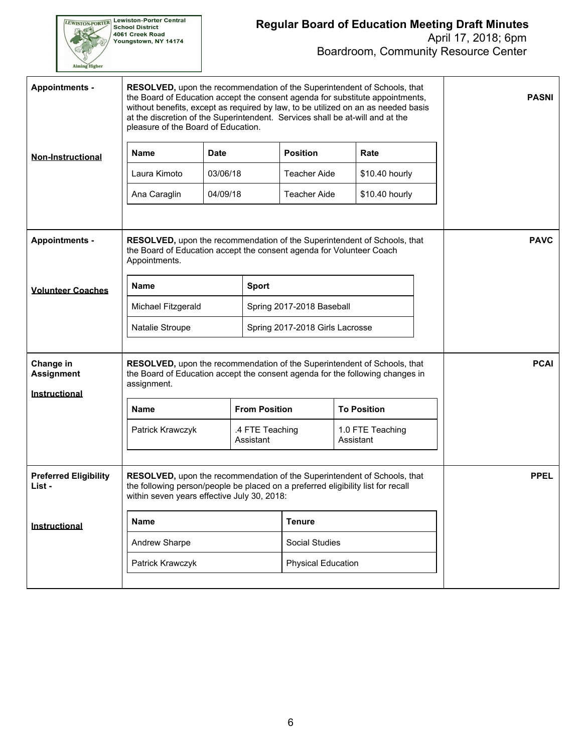**Appointments -**

**Non-Instructional**

**RESOLVED,** upon the recommendation of the Superintendent of Schools, that the Board of Education accept the consent agenda for substitute appointments, without benefits, except as required by law, to be utilized on an as needed basis at the discretion of the Superintendent. Services shall be at-will and at the pleasure of the Board of Education.

**PASNI**

| Name | Date | Position | Rate |
|---|---|---|---|
| Laura Kimoto | 03/06/18 | Teacher Aide | $10.40 hourly |
| Ana Caraglin | 04/09/18 | Teacher Aide | $10.40 hourly |

**Appointments -**

**Volunteer Coaches**

**RESOLVED,** upon the recommendation of the Superintendent of Schools, that the Board of Education accept the consent agenda for Volunteer Coach Appointments.

**PAVC**

| Name | Sport |
|---|---|
| Michael Fitzgerald | Spring 2017-2018 Baseball |
| Natalie Stroupe | Spring 2017-2018 Girls Lacrosse |

**Change in Assignment**

**Instructional**

**RESOLVED,** upon the recommendation of the Superintendent of Schools, that the Board of Education accept the consent agenda for the following changes in assignment.

**PCAI**

| Name | From Position | To Position |
|---|---|---|
| Patrick Krawczyk | .4 FTE Teaching Assistant | 1.0 FTE Teaching Assistant |

**Preferred Eligibility List -**

**Instructional**

**RESOLVED,** upon the recommendation of the Superintendent of Schools, that the following person/people be placed on a preferred eligibility list for recall within seven years effective July 30, 2018:

**PPEL**

| Name | Tenure |
|---|---|
| Andrew Sharpe | Social Studies |
| Patrick Krawczyk | Physical Education |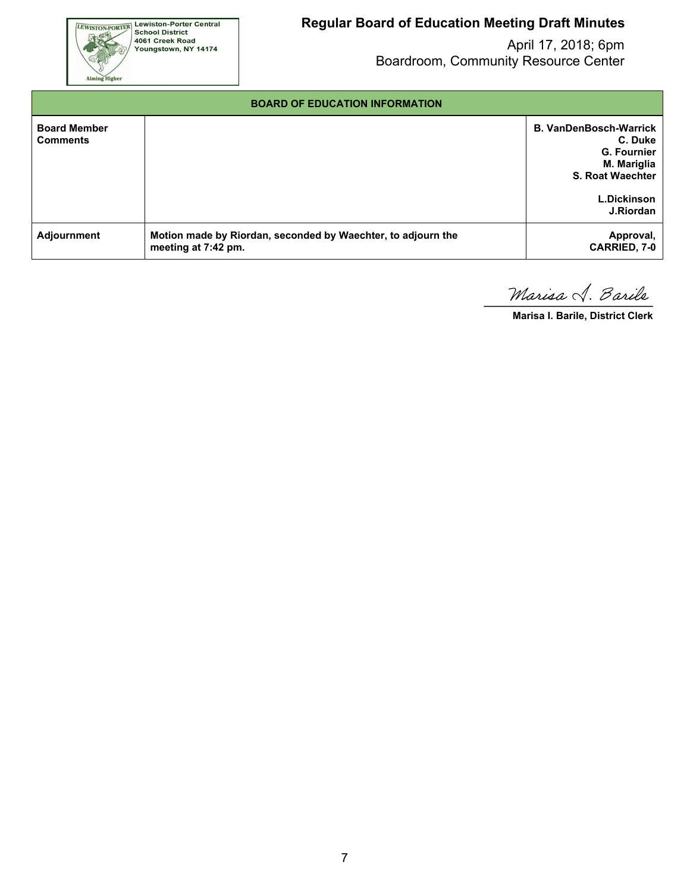**Lewiston-Porter Central School District**
**4061 Creek Road**
**Youngstown, NY 14174**

Aiming Higher

# Regular Board of Education Meeting Draft Minutes

April 17, 2018; 6pm
Boardroom, Community Resource Center

| BOARD OF EDUCATION INFORMATION | | |
|---|---|---|
| **Board Member Comments** | | **B. VanDenBosch-Warrick**<br>**C. Duke**<br>**G. Fournier**<br>**M. Mariglia**<br>**S. Roat Waechter**<br><br>**L.Dickinson**<br>**J.Riordan** |
| **Adjournment** | **Motion made by Riordan, seconded by Waechter, to adjourn the meeting at 7:42 pm.** | **Approval, CARRIED, 7-0** |

Marisa I. Barile

**Marisa I. Barile, District Clerk**